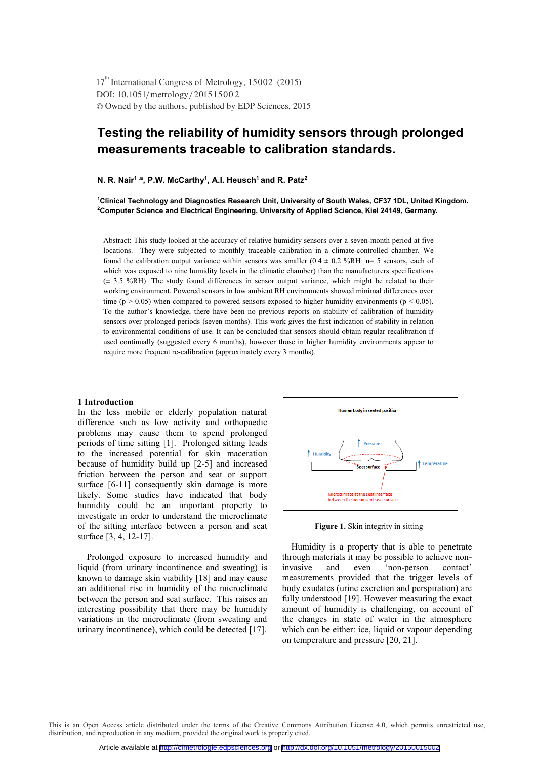17th International Congress of Metrology, 15002 (2015)
DOI: 10.1051/metrology/201515002
© Owned by the authors, published by EDP Sciences, 2015

# Testing the reliability of humidity sensors through prolonged measurements traceable to calibration standards.

**N. R. Nair[1,a], P.W. McCarthy[1], A.I. Heusch[1] and R. Patz[2]**

**[1]Clinical Technology and Diagnostics Research Unit, University of South Wales, CF37 1DL, United Kingdom.**
**[2]Computer Science and Electrical Engineering, University of Applied Science, Kiel 24149, Germany.**

Abstract: This study looked at the accuracy of relative humidity sensors over a seven-month period at five locations. They were subjected to monthly traceable calibration in a climate-controlled chamber. We found the calibration output variance within sensors was smaller (0.4 ± 0.2 %RH: n= 5 sensors, each of which was exposed to nine humidity levels in the climatic chamber) than the manufacturers specifications (± 3.5 %RH). The study found differences in sensor output variance, which might be related to their working environment. Powered sensors in low ambient RH environments showed minimal differences over time ($p > 0.05$) when compared to powered sensors exposed to higher humidity environments ($p < 0.05$). To the author's knowledge, there have been no previous reports on stability of calibration of humidity sensors over prolonged periods (seven months). This work gives the first indication of stability in relation to environmental conditions of use. It can be concluded that sensors should obtain regular recalibration if used continually (suggested every 6 months), however those in higher humidity environments appear to require more frequent re-calibration (approximately every 3 months).

## 1 Introduction

In the less mobile or elderly population natural difference such as low activity and orthopaedic problems may cause them to spend prolonged periods of time sitting [1]. Prolonged sitting leads to the increased potential for skin maceration because of humidity build up [2-5] and increased friction between the person and seat or support surface [6-11] consequently skin damage is more likely. Some studies have indicated that body humidity could be an important property to investigate in order to understand the microclimate of the sitting interface between a person and seat surface [3, 4, 12-17].

Prolonged exposure to increased humidity and liquid (from urinary incontinence and sweating) is known to damage skin viability [18] and may cause an additional rise in humidity of the microclimate between the person and seat surface. This raises an interesting possibility that there may be humidity variations in the microclimate (from sweating and urinary incontinence), which could be detected [17].

Human body in seated position

Pressure

Humidity

Temperature

Seat surface

Microclimate at the seat interface between the person and seat surface

**Figure 1.** Skin integrity in sitting

Humidity is a property that is able to penetrate through materials it may be possible to achieve non-invasive and even 'non-person contact' measurements provided that the trigger levels of body exudates (urine excretion and perspiration) are fully understood [19]. However measuring the exact amount of humidity is challenging, on account of the changes in state of water in the atmosphere which can be either: ice, liquid or vapour depending on temperature and pressure [20, 21].

This is an Open Access article distributed under the terms of the Creative Commons Attribution License 4.0, which permits unrestricted use, distribution, and reproduction in any medium, provided the original work is properly cited.

Article available at http://cfmetrologie.edpsciences.org or http://dx.doi.org/10.1051/metrology/20150015002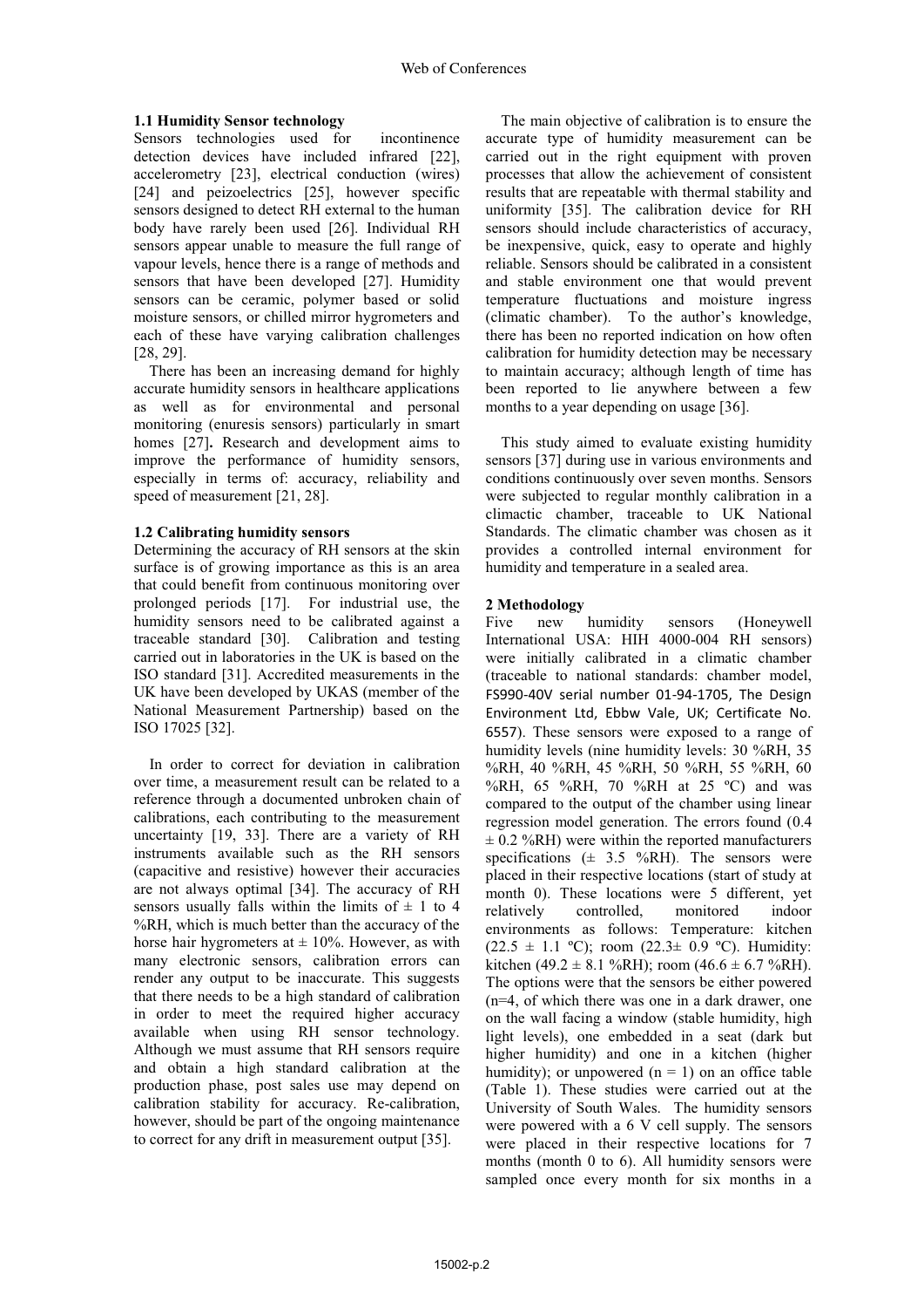### 1.1 Humidity Sensor technology

Sensors technologies used for incontinence detection devices have included infrared [22], accelerometry [23], electrical conduction (wires) [24] and peizoelectrics [25], however specific sensors designed to detect RH external to the human body have rarely been used [26]. Individual RH sensors appear unable to measure the full range of vapour levels, hence there is a range of methods and sensors that have been developed [27]. Humidity sensors can be ceramic, polymer based or solid moisture sensors, or chilled mirror hygrometers and each of these have varying calibration challenges [28, 29].

There has been an increasing demand for highly accurate humidity sensors in healthcare applications as well as for environmental and personal monitoring (enuresis sensors) particularly in smart homes [27]**.** Research and development aims to improve the performance of humidity sensors, especially in terms of: accuracy, reliability and speed of measurement [21, 28].

### 1.2 Calibrating humidity sensors

Determining the accuracy of RH sensors at the skin surface is of growing importance as this is an area that could benefit from continuous monitoring over prolonged periods [17]. For industrial use, the humidity sensors need to be calibrated against a traceable standard [30]. Calibration and testing carried out in laboratories in the UK is based on the ISO standard [31]. Accredited measurements in the UK have been developed by UKAS (member of the National Measurement Partnership) based on the ISO 17025 [32].

In order to correct for deviation in calibration over time, a measurement result can be related to a reference through a documented unbroken chain of calibrations, each contributing to the measurement uncertainty [19, 33]. There are a variety of RH instruments available such as the RH sensors (capacitive and resistive) however their accuracies are not always optimal [34]. The accuracy of RH sensors usually falls within the limits of ± 1 to 4 %RH, which is much better than the accuracy of the horse hair hygrometers at ± 10%. However, as with many electronic sensors, calibration errors can render any output to be inaccurate. This suggests that there needs to be a high standard of calibration in order to meet the required higher accuracy available when using RH sensor technology. Although we must assume that RH sensors require and obtain a high standard calibration at the production phase, post sales use may depend on calibration stability for accuracy. Re-calibration, however, should be part of the ongoing maintenance to correct for any drift in measurement output [35].

The main objective of calibration is to ensure the accurate type of humidity measurement can be carried out in the right equipment with proven processes that allow the achievement of consistent results that are repeatable with thermal stability and uniformity [35]. The calibration device for RH sensors should include characteristics of accuracy, be inexpensive, quick, easy to operate and highly reliable. Sensors should be calibrated in a consistent and stable environment one that would prevent temperature fluctuations and moisture ingress (climatic chamber). To the author's knowledge, there has been no reported indication on how often calibration for humidity detection may be necessary to maintain accuracy; although length of time has been reported to lie anywhere between a few months to a year depending on usage [36].

This study aimed to evaluate existing humidity sensors [37] during use in various environments and conditions continuously over seven months. Sensors were subjected to regular monthly calibration in a climactic chamber, traceable to UK National Standards. The climatic chamber was chosen as it provides a controlled internal environment for humidity and temperature in a sealed area.

## 2 Methodology

Five new humidity sensors (Honeywell International USA: HIH 4000-004 RH sensors) were initially calibrated in a climatic chamber (traceable to national standards: chamber model, FS990-40V serial number 01-94-1705, The Design Environment Ltd, Ebbw Vale, UK; Certificate No. 6557). These sensors were exposed to a range of humidity levels (nine humidity levels: 30 %RH, 35 %RH, 40 %RH, 45 %RH, 50 %RH, 55 %RH, 60 %RH, 65 %RH, 70 %RH at 25 ºC) and was compared to the output of the chamber using linear regression model generation. The errors found (0.4 ± 0.2 %RH) were within the reported manufacturers specifications (± 3.5 %RH). The sensors were placed in their respective locations (start of study at month 0). These locations were 5 different, yet relatively controlled, monitored indoor environments as follows: Temperature: kitchen (22.5 ± 1.1 ºC); room (22.3± 0.9 ºC). Humidity: kitchen (49.2 ± 8.1 %RH); room (46.6 ± 6.7 %RH). The options were that the sensors be either powered (n=4, of which there was one in a dark drawer, one on the wall facing a window (stable humidity, high light levels), one embedded in a seat (dark but higher humidity) and one in a kitchen (higher humidity); or unpowered (n = 1) on an office table (Table 1). These studies were carried out at the University of South Wales. The humidity sensors were powered with a 6 V cell supply. The sensors were placed in their respective locations for 7 months (month 0 to 6). All humidity sensors were sampled once every month for six months in a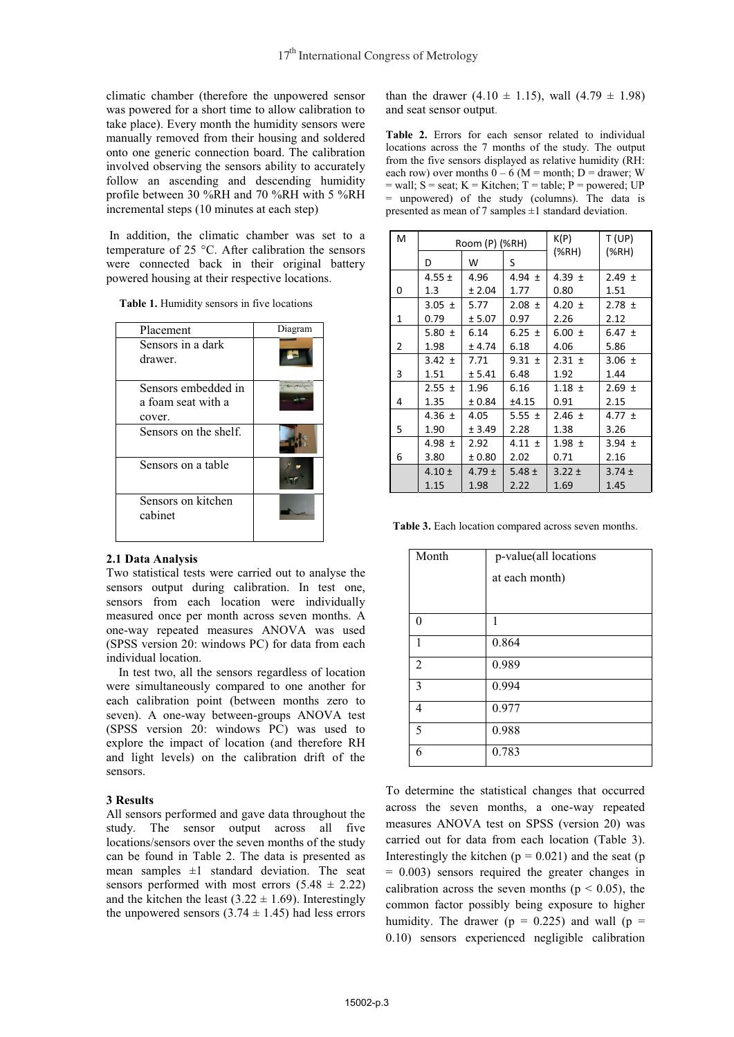climatic chamber (therefore the unpowered sensor was powered for a short time to allow calibration to take place). Every month the humidity sensors were manually removed from their housing and soldered onto one generic connection board. The calibration involved observing the sensors ability to accurately follow an ascending and descending humidity profile between 30 %RH and 70 %RH with 5 %RH incremental steps (10 minutes at each step)

In addition, the climatic chamber was set to a temperature of 25 °C. After calibration the sensors were connected back in their original battery powered housing at their respective locations.

**Table 1.** Humidity sensors in five locations

| Placement | Diagram |
|---|---|
| Sensors in a dark drawer. | |
| Sensors embedded in a foam seat with a cover. | |
| Sensors on the shelf. | |
| Sensors on a table | |
| Sensors on kitchen cabinet | |

### 2.1 Data Analysis

Two statistical tests were carried out to analyse the sensors output during calibration. In test one, sensors from each location were individually measured once per month across seven months. A one-way repeated measures ANOVA was used (SPSS version 20: windows PC) for data from each individual location.

In test two, all the sensors regardless of location were simultaneously compared to one another for each calibration point (between months zero to seven). A one-way between-groups ANOVA test (SPSS version 20: windows PC) was used to explore the impact of location (and therefore RH and light levels) on the calibration drift of the sensors.

## 3 Results

All sensors performed and gave data throughout the study. The sensor output across all five locations/sensors over the seven months of the study can be found in Table 2. The data is presented as mean samples ±1 standard deviation. The seat sensors performed with most errors (5.48 ± 2.22) and the kitchen the least (3.22 ± 1.69). Interestingly the unpowered sensors (3.74 ± 1.45) had less errors than the drawer (4.10 ± 1.15), wall (4.79 ± 1.98) and seat sensor output.

**Table 2.** Errors for each sensor related to individual locations across the 7 months of the study. The output from the five sensors displayed as relative humidity (RH: each row) over months 0 – 6 (M = month; D = drawer; W = wall; S = seat; K = Kitchen; T = table; P = powered; UP = unpowered) of the study (columns). The data is presented as mean of 7 samples ±1 standard deviation.

| M | Room (P) (%RH) | | | K(P) (%RH) | T (UP) (%RH) |
|---|---|---|---|---|---|
| | D | W | S | | |
| 0 | 4.55 ± 1.3 | 4.96 ± 2.04 | 4.94 ± 1.77 | 4.39 ± 0.80 | 2.49 ± 1.51 |
| 1 | 3.05 ± 0.79 | 5.77 ± 5.07 | 2.08 ± 0.97 | 4.20 ± 2.26 | 2.78 ± 2.12 |
| 2 | 5.80 ± 1.98 | 6.14 ± 4.74 | 6.25 ± 6.18 | 6.00 ± 4.06 | 6.47 ± 5.86 |
| 3 | 3.42 ± 1.51 | 7.71 ± 5.41 | 9.31 ± 6.48 | 2.31 ± 1.92 | 3.06 ± 1.44 |
| 4 | 2.55 ± 1.35 | 1.96 ± 0.84 | 6.16 ±4.15 | 1.18 ± 0.91 | 2.69 ± 2.15 |
| 5 | 4.36 ± 1.90 | 4.05 ± 3.49 | 5.55 ± 2.28 | 2.46 ± 1.38 | 4.77 ± 3.26 |
| 6 | 4.98 ± 3.80 | 2.92 ± 0.80 | 4.11 ± 2.02 | 1.98 ± 0.71 | 3.94 ± 2.16 |
| | 4.10 ± 1.15 | 4.79 ± 1.98 | 5.48 ± 2.22 | 3.22 ± 1.69 | 3.74 ± 1.45 |

**Table 3.** Each location compared across seven months.

| Month | p-value(all locations at each month) |
|---|---|
| 0 | 1 |
| 1 | 0.864 |
| 2 | 0.989 |
| 3 | 0.994 |
| 4 | 0.977 |
| 5 | 0.988 |
| 6 | 0.783 |

To determine the statistical changes that occurred across the seven months, a one-way repeated measures ANOVA test on SPSS (version 20) was carried out for data from each location (Table 3). Interestingly the kitchen ($p = 0.021$) and the seat ($p = 0.003$) sensors required the greater changes in calibration across the seven months ($p < 0.05$), the common factor possibly being exposure to higher humidity. The drawer ($p = 0.225$) and wall ($p = 0.10$) sensors experienced negligible calibration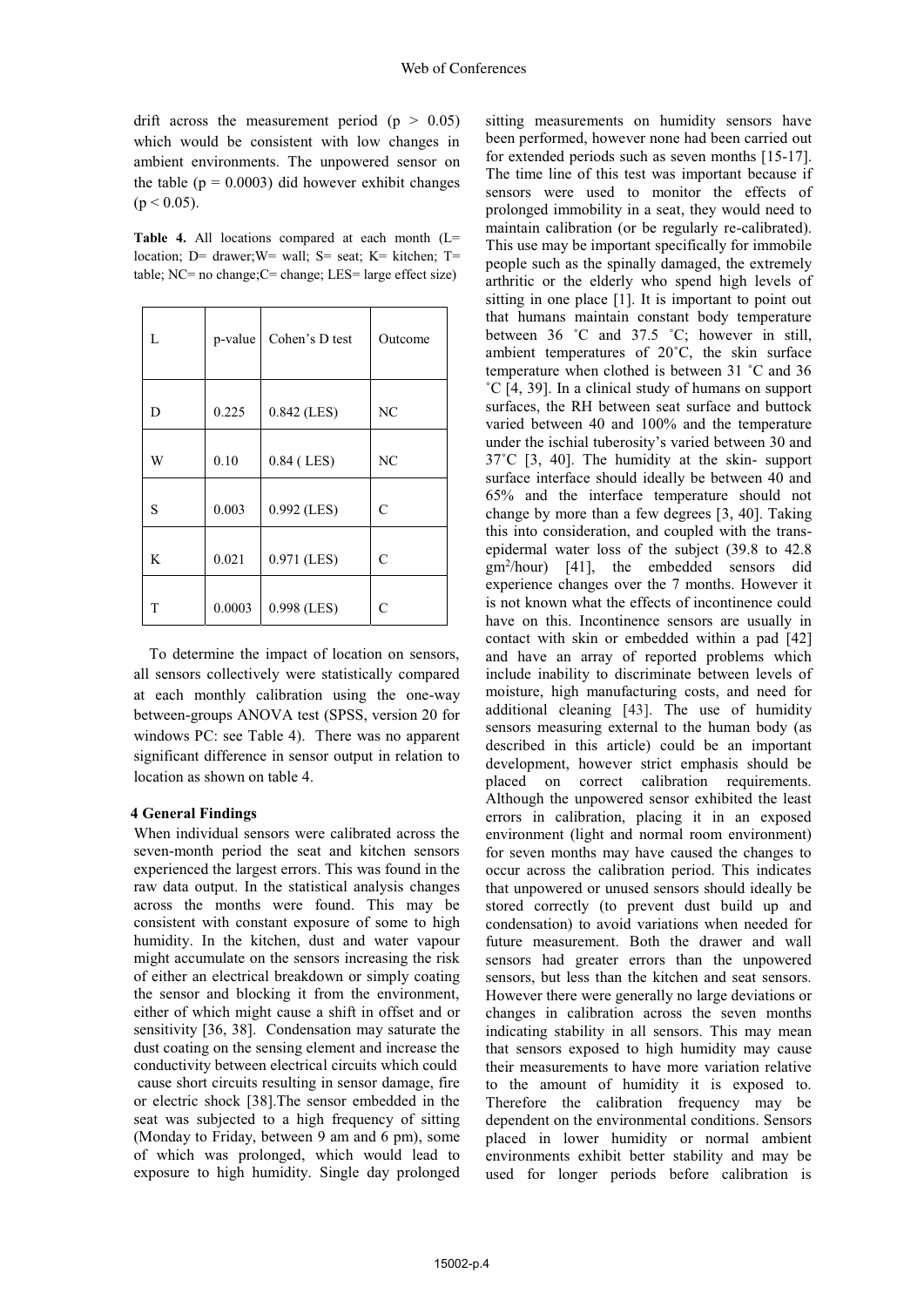drift across the measurement period ($p > 0.05$) which would be consistent with low changes in ambient environments. The unpowered sensor on the table ($p = 0.0003$) did however exhibit changes ($p < 0.05$).

**Table 4.** All locations compared at each month (L= location; D= drawer;W= wall; S= seat; K= kitchen; T= table; NC= no change;C= change; LES= large effect size)

| L | p-value | Cohen's D test | Outcome |
|---|---|---|---|
| D | 0.225 | 0.842 (LES) | NC |
| W | 0.10 | 0.84 ( LES) | NC |
| S | 0.003 | 0.992 (LES) | C |
| K | 0.021 | 0.971 (LES) | C |
| T | 0.0003 | 0.998 (LES) | C |

To determine the impact of location on sensors, all sensors collectively were statistically compared at each monthly calibration using the one-way between-groups ANOVA test (SPSS, version 20 for windows PC: see Table 4). There was no apparent significant difference in sensor output in relation to location as shown on table 4.

## 4 General Findings

When individual sensors were calibrated across the seven-month period the seat and kitchen sensors experienced the largest errors. This was found in the raw data output. In the statistical analysis changes across the months were found. This may be consistent with constant exposure of some to high humidity. In the kitchen, dust and water vapour might accumulate on the sensors increasing the risk of either an electrical breakdown or simply coating the sensor and blocking it from the environment, either of which might cause a shift in offset and or sensitivity [36, 38]. Condensation may saturate the dust coating on the sensing element and increase the conductivity between electrical circuits which could cause short circuits resulting in sensor damage, fire or electric shock [38].The sensor embedded in the seat was subjected to a high frequency of sitting (Monday to Friday, between 9 am and 6 pm), some of which was prolonged, which would lead to exposure to high humidity. Single day prolonged sitting measurements on humidity sensors have been performed, however none had been carried out for extended periods such as seven months [15-17]. The time line of this test was important because if sensors were used to monitor the effects of prolonged immobility in a seat, they would need to maintain calibration (or be regularly re-calibrated). This use may be important specifically for immobile people such as the spinally damaged, the extremely arthritic or the elderly who spend high levels of sitting in one place [1]. It is important to point out that humans maintain constant body temperature between 36 ˚C and 37.5 ˚C; however in still, ambient temperatures of 20˚C, the skin surface temperature when clothed is between 31 ˚C and 36 ˚C [4, 39]. In a clinical study of humans on support surfaces, the RH between seat surface and buttock varied between 40 and 100% and the temperature under the ischial tuberosity's varied between 30 and 37˚C [3, 40]. The humidity at the skin- support surface interface should ideally be between 40 and 65% and the interface temperature should not change by more than a few degrees [3, 40]. Taking this into consideration, and coupled with the trans-epidermal water loss of the subject (39.8 to 42.8 $gm^2$/hour) [41], the embedded sensors did experience changes over the 7 months. However it is not known what the effects of incontinence could have on this. Incontinence sensors are usually in contact with skin or embedded within a pad [42] and have an array of reported problems which include inability to discriminate between levels of moisture, high manufacturing costs, and need for additional cleaning [43]. The use of humidity sensors measuring external to the human body (as described in this article) could be an important development, however strict emphasis should be placed on correct calibration requirements. Although the unpowered sensor exhibited the least errors in calibration, placing it in an exposed environment (light and normal room environment) for seven months may have caused the changes to occur across the calibration period. This indicates that unpowered or unused sensors should ideally be stored correctly (to prevent dust build up and condensation) to avoid variations when needed for future measurement. Both the drawer and wall sensors had greater errors than the unpowered sensors, but less than the kitchen and seat sensors. However there were generally no large deviations or changes in calibration across the seven months indicating stability in all sensors. This may mean that sensors exposed to high humidity may cause their measurements to have more variation relative to the amount of humidity it is exposed to. Therefore the calibration frequency may be dependent on the environmental conditions. Sensors placed in lower humidity or normal ambient environments exhibit better stability and may be used for longer periods before calibration is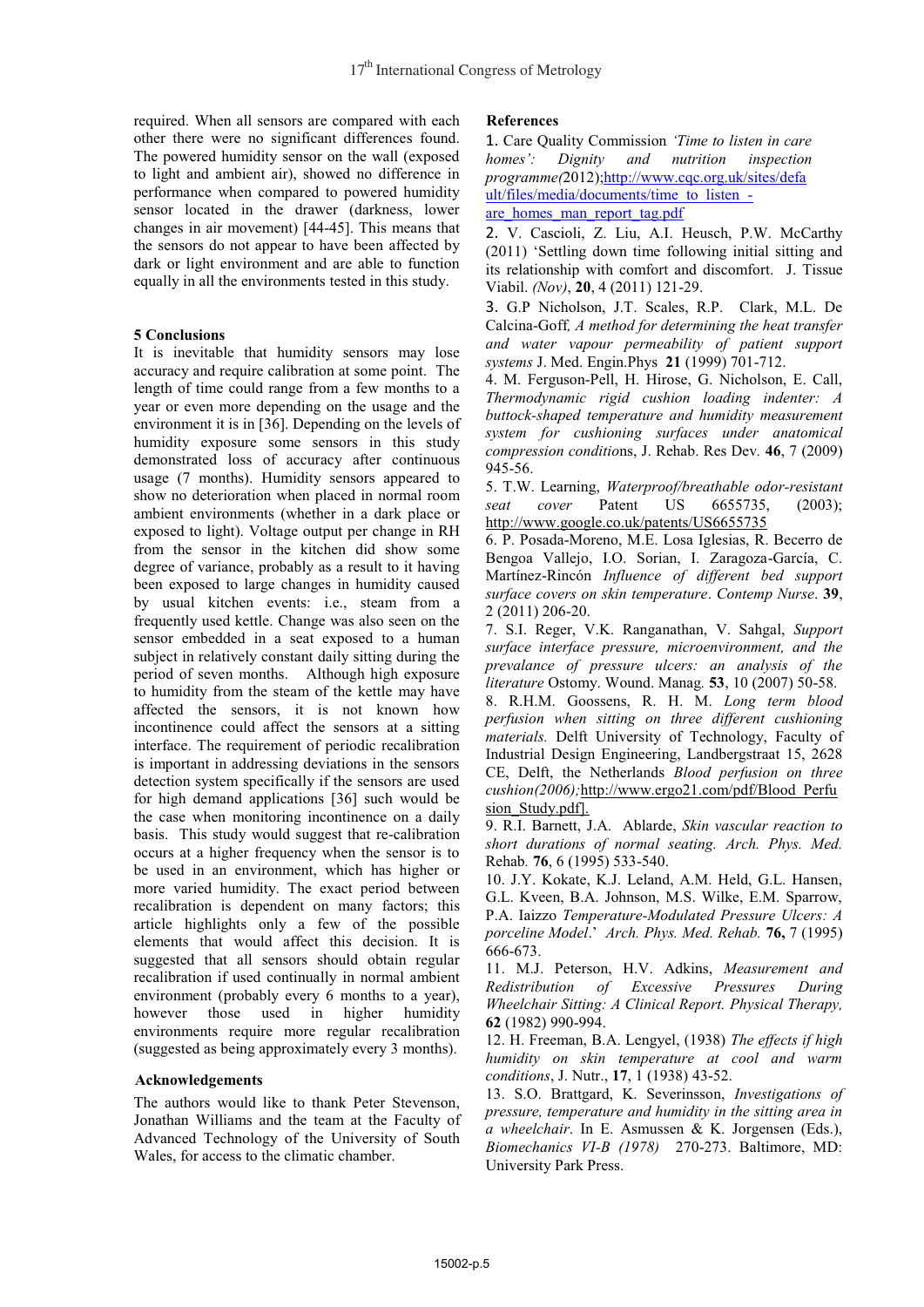required. When all sensors are compared with each other there were no significant differences found. The powered humidity sensor on the wall (exposed to light and ambient air), showed no difference in performance when compared to powered humidity sensor located in the drawer (darkness, lower changes in air movement) [44-45]. This means that the sensors do not appear to have been affected by dark or light environment and are able to function equally in all the environments tested in this study.

## 5 Conclusions

It is inevitable that humidity sensors may lose accuracy and require calibration at some point. The length of time could range from a few months to a year or even more depending on the usage and the environment it is in [36]. Depending on the levels of humidity exposure some sensors in this study demonstrated loss of accuracy after continuous usage (7 months). Humidity sensors appeared to show no deterioration when placed in normal room ambient environments (whether in a dark place or exposed to light). Voltage output per change in RH from the sensor in the kitchen did show some degree of variance, probably as a result to it having been exposed to large changes in humidity caused by usual kitchen events: i.e., steam from a frequently used kettle. Change was also seen on the sensor embedded in a seat exposed to a human subject in relatively constant daily sitting during the period of seven months. Although high exposure to humidity from the steam of the kettle may have affected the sensors, it is not known how incontinence could affect the sensors at a sitting interface. The requirement of periodic recalibration is important in addressing deviations in the sensors detection system specifically if the sensors are used for high demand applications [36] such would be the case when monitoring incontinence on a daily basis. This study would suggest that re-calibration occurs at a higher frequency when the sensor is to be used in an environment, which has higher or more varied humidity. The exact period between recalibration is dependent on many factors; this article highlights only a few of the possible elements that would affect this decision. It is suggested that all sensors should obtain regular recalibration if used continually in normal ambient environment (probably every 6 months to a year), however those used in higher humidity environments require more regular recalibration (suggested as being approximately every 3 months).

## Acknowledgements

The authors would like to thank Peter Stevenson, Jonathan Williams and the team at the Faculty of Advanced Technology of the University of South Wales, for access to the climatic chamber.

## References

1. Care Quality Commission *'Time to listen in care homes': Dignity and nutrition inspection programme(*2012);http://www.cqc.org.uk/sites/default/files/media/documents/time_to_listen_-are_homes_man_report_tag.pdf
2. V. Cascioli, Z. Liu, A.I. Heusch, P.W. McCarthy (2011) 'Settling down time following initial sitting and its relationship with comfort and discomfort. J. Tissue Viabil. *(Nov)*, **20**, 4 (2011) 121-29.
3. G.P Nicholson, J.T. Scales, R.P. Clark, M.L. De Calcina-Goff, *A method for determining the heat transfer and water vapour permeability of patient support systems* J. Med. Engin.Phys **21** (1999) 701-712.
4. M. Ferguson-Pell, H. Hirose, G. Nicholson, E. Call, *Thermodynamic rigid cushion loading indenter: A buttock-shaped temperature and humidity measurement system for cushioning surfaces under anatomical compression conditio*ns, J. Rehab. Res Dev. **46**, 7 (2009) 945-56.
5. T.W. Learning, *Waterproof/breathable odor-resistant seat cover* Patent US 6655735, (2003); http://www.google.co.uk/patents/US6655735
6. P. Posada-Moreno, M.E. Losa Iglesias, R. Becerro de Bengoa Vallejo, I.O. Sorian, I. Zaragoza-García, C. Martínez-Rincón *Influence of different bed support surface covers on skin temperature*. *Contemp Nurse*. **39**, 2 (2011) 206-20.
7. S.I. Reger, V.K. Ranganathan, V. Sahgal, *Support surface interface pressure, microenvironment, and the prevalance of pressure ulcers: an analysis of the literature* Ostomy. Wound. Manag. **53**, 10 (2007) 50-58.
8. R.H.M. Goossens, R. H. M. *Long term blood perfusion when sitting on three different cushioning materials.* Delft University of Technology, Faculty of Industrial Design Engineering, Landbergstraat 15, 2628 CE, Delft, the Netherlands *Blood perfusion on three cushion(2006);*http://www.ergo21.com/pdf/Blood_Perfusion_Study.pdf].
9. R.I. Barnett, J.A. Ablarde, *Skin vascular reaction to short durations of normal seating. Arch. Phys. Med.* Rehab. **76**, 6 (1995) 533-540.
10. J.Y. Kokate, K.J. Leland, A.M. Held, G.L. Hansen, G.L. Kveen, B.A. Johnson, M.S. Wilke, E.M. Sparrow, P.A. Iaizzo *Temperature-Modulated Pressure Ulcers: A porceline Model*.' *Arch. Phys. Med. Rehab.* **76,** 7 (1995) 666-673.
11. M.J. Peterson, H.V. Adkins, *Measurement and Redistribution of Excessive Pressures During Wheelchair Sitting: A Clinical Report. Physical Therapy,* **62** (1982) 990-994.
12. H. Freeman, B.A. Lengyel, (1938) *The effects if high humidity on skin temperature at cool and warm conditions*, J. Nutr., **17**, 1 (1938) 43-52.
13. S.O. Brattgard, K. Severinsson, *Investigations of pressure, temperature and humidity in the sitting area in a wheelchair*. In E. Asmussen & K. Jorgensen (Eds.), *Biomechanics VI-B (1978)* 270-273. Baltimore, MD: University Park Press.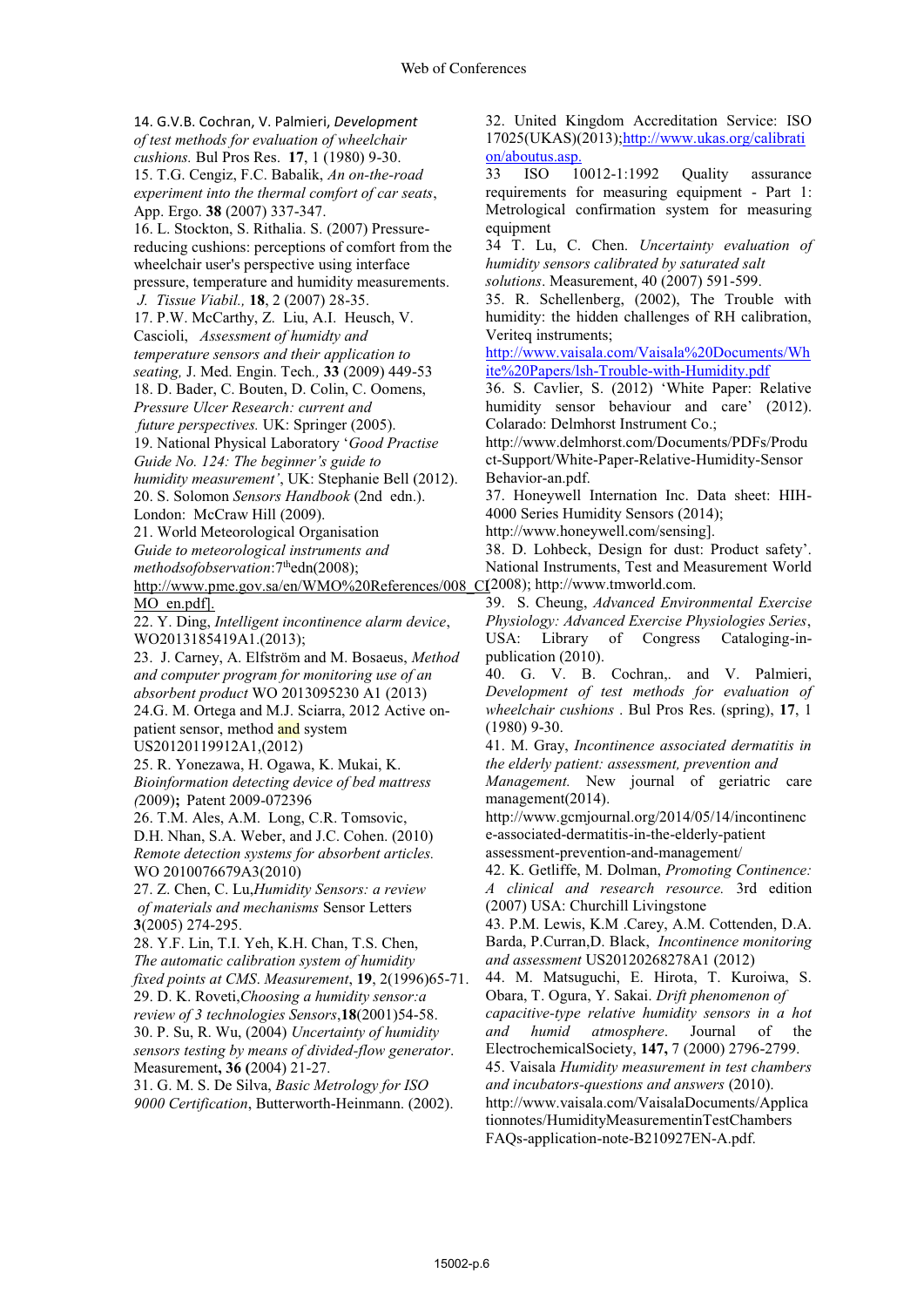14. G.V.B. Cochran, V. Palmieri, *Development of test methods for evaluation of wheelchair cushions.* Bul Pros Res. **17**, 1 (1980) 9-30.
15. T.G. Cengiz, F.C. Babalik, *An on-the-road experiment into the thermal comfort of car seats*, App. Ergo. **38** (2007) 337-347.
16. L. Stockton, S. Rithalia. S. (2007) Pressure-reducing cushions: perceptions of comfort from the wheelchair user's perspective using interface pressure, temperature and humidity measurements. *J. Tissue Viabil.,* **18**, 2 (2007) 28-35.
17. P.W. McCarthy, Z. Liu, A.I. Heusch, V. Cascioli, *Assessment of humidty and temperature sensors and their application to seating,* J. Med. Engin. Tech., **33** (2009) 449-53
18. D. Bader, C. Bouten, D. Colin, C. Oomens, *Pressure Ulcer Research: current and future perspectives.* UK: Springer (2005).
19. National Physical Laboratory '*Good Practise Guide No. 124: The beginner's guide to humidity measurement'*, UK: Stephanie Bell (2012).
20. S. Solomon *Sensors Handbook* (2nd edn.). London: McCraw Hill (2009).
21. World Meteorological Organisation *Guide to meteorological instruments and methodsofobservation*:7[th]edn(2008); http://www.pme.gov.sa/en/WMO%20References/008_CIMO_en.pdf].
22. Y. Ding, *Intelligent incontinence alarm device*, WO2013185419A1.(2013);
23. J. Carney, A. Elfström and M. Bosaeus, *Method and computer program for monitoring use of an absorbent product* WO 2013095230 A1 (2013)
24.G. M. Ortega and M.J. Sciarra, 2012 Active on-patient sensor, method and system US20120119912A1,(2012)
25. R. Yonezawa, H. Ogawa, K. Mukai, K. *Bioinformation detecting device of bed mattress (*2009)**;** Patent 2009-072396
26. T.M. Ales, A.M. Long, C.R. Tomsovic, D.H. Nhan, S.A. Weber, and J.C. Cohen. (2010) *Remote detection systems for absorbent articles.* WO 2010076679A3(2010)
27. Z. Chen, C. Lu,*Humidity Sensors: a review of materials and mechanisms* Sensor Letters **3**(2005) 274-295.
28. Y.F. Lin, T.I. Yeh, K.H. Chan, T.S. Chen, *The automatic calibration system of humidity fixed points at CMS*. *Measurement*, **19**, 2(1996)65-71
29. D. K. Roveti,*Choosing a humidity sensor:a review of 3 technologies Sensors*,**18**(2001)54-58.
30. P. Su, R. Wu, (2004) *Uncertainty of humidity sensors testing by means of divided-flow generator*. Measurement**, 36 (**2004) 21-27.
31. G. M. S. De Silva, *Basic Metrology for ISO 9000 Certification*, Butterworth-Heinmann. (2002).
32. United Kingdom Accreditation Service: ISO 17025(UKAS)(2013);http://www.ukas.org/calibration/aboutus.asp.
33 ISO 10012-1:1992 Quality assurance requirements for measuring equipment - Part 1: Metrological confirmation system for measuring equipment
34 T. Lu, C. Chen. *Uncertainty evaluation of humidity sensors calibrated by saturated salt solutions*. Measurement, 40 (2007) 591-599.
35. R. Schellenberg, (2002), The Trouble with humidity: the hidden challenges of RH calibration, Veriteq instruments; http://www.vaisala.com/Vaisala%20Documents/White%20Papers/lsh-Trouble-with-Humidity.pdf
36. S. Cavlier, S. (2012) 'White Paper: Relative humidity sensor behaviour and care' (2012). Colarado: Delmhorst Instrument Co.; http://www.delmhorst.com/Documents/PDFs/Product-Support/White-Paper-Relative-Humidity-Sensor Behavior-an.pdf.
37. Honeywell Internation Inc. Data sheet: HIH-4000 Series Humidity Sensors (2014); http://www.honeywell.com/sensing].
38. D. Lohbeck, Design for dust: Product safety'. National Instruments, Test and Measurement World (2008); http://www.tmworld.com.
39. S. Cheung, *Advanced Environmental Exercise Physiology: Advanced Exercise Physiologies Series*, USA: Library of Congress Cataloging-in-publication (2010).
40. G. V. B. Cochran,. and V. Palmieri, *Development of test methods for evaluation of wheelchair cushions* . Bul Pros Res. (spring), **17**, 1 (1980) 9-30.
41. M. Gray, *Incontinence associated dermatitis in the elderly patient: assessment, prevention and Management.* New journal of geriatric care management(2014). http://www.gcmjournal.org/2014/05/14/incontinence-associated-dermatitis-in-the-elderly-patient assessment-prevention-and-management/
42. K. Getliffe, M. Dolman, *Promoting Continence: A clinical and research resource.* 3rd edition (2007) USA: Churchill Livingstone
43. P.M. Lewis, K.M .Carey, A.M. Cottenden, D.A. Barda, P.Curran,D. Black, *Incontinence monitoring and assessment* US20120268278A1 (2012)
44. M. Matsuguchi, E. Hirota, T. Kuroiwa, S. Obara, T. Ogura, Y. Sakai. *Drift phenomenon of capacitive-type relative humidity sensors in a hot and humid atmosphere*. Journal of the ElectrochemicalSociety, **147,** 7 (2000) 2796-2799.
45. Vaisala *Humidity measurement in test chambers and incubators-questions and answers* (2010). http://www.vaisala.com/VaisalaDocuments/Applicationnotes/HumidityMeasurementinTestChambers FAQs-application-note-B210927EN-A.pdf.